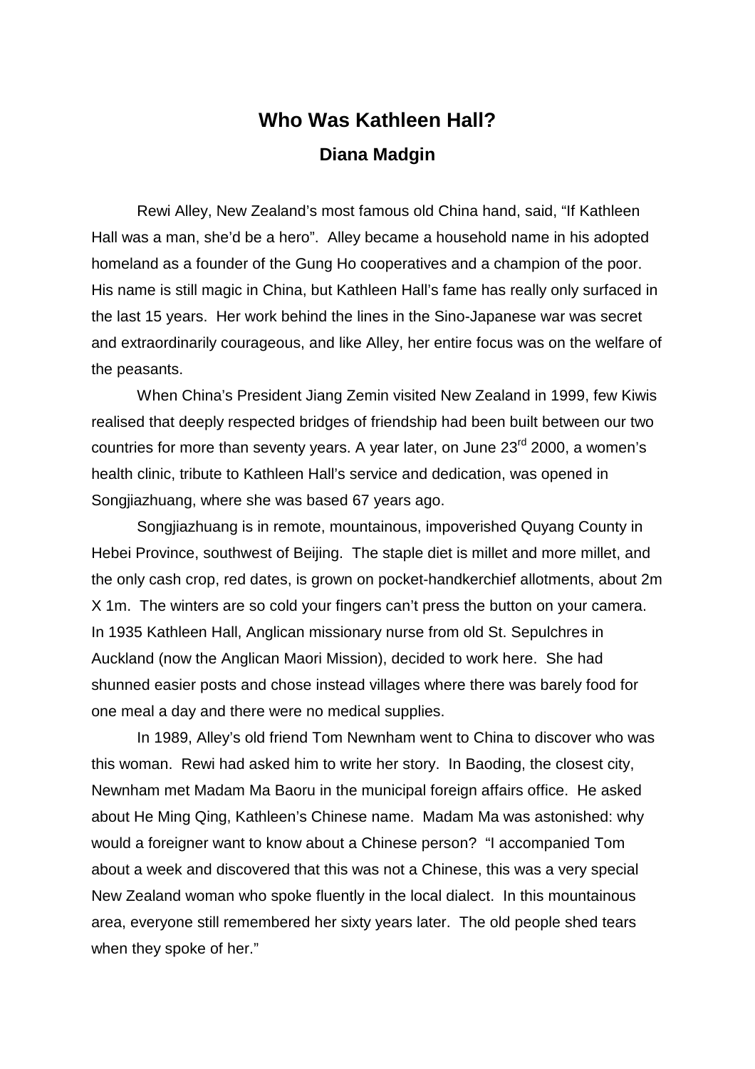# Who Was Kathleen Hall?

### Diana Madgin

Rewi Alley, New Zealand's most famous old China hand, said, "If Kathleen Hall was a man, she'd be a hero". Alley became a household name in his adopted homeland as a founder of the Gung Ho cooperatives and a champion of the poor. His name is still magic in China, but Kathleen Hall's fame has really only surfaced in the last 15 years. Her work behind the lines in the Sino-Japanese war was secret and extraordinarily courageous, and like Alley, her entire focus was on the welfare of the peasants.

When China's President Jiang Zemin visited New Zealand in 1999, few Kiwis realised that deeply respected bridges of friendship had been built between our two countries for more than seventy years. A year later, on June 23rd 2000, a women's health clinic, tribute to Kathleen Hall's service and dedication, was opened in Songjiazhuang, where she was based 67 years ago.

Songjiazhuang is in remote, mountainous, impoverished Quyang County in Hebei Province, southwest of Beijing. The staple diet is millet and more millet, and the only cash crop, red dates, is grown on pocket-handkerchief allotments, about 2m X 1m. The winters are so cold your fingers can't press the button on your camera. In 1935 Kathleen Hall, Anglican missionary nurse from old St. Sepulchres in Auckland (now the Anglican Maori Mission), decided to work here. She had shunned easier posts and chose instead villages where there was barely food for one meal a day and there were no medical supplies.

In 1989, Alley's old friend Tom Newnham went to China to discover who was this woman. Rewi had asked him to write her story. In Baoding, the closest city, Newnham met Madam Ma Baoru in the municipal foreign affairs office. He asked about He Ming Qing, Kathleen's Chinese name. Madam Ma was astonished: why would a foreigner want to know about a Chinese person? "I accompanied Tom about a week and discovered that this was not a Chinese, this was a very special New Zealand woman who spoke fluently in the local dialect. In this mountainous area, everyone still remembered her sixty years later. The old people shed tears when they spoke of her."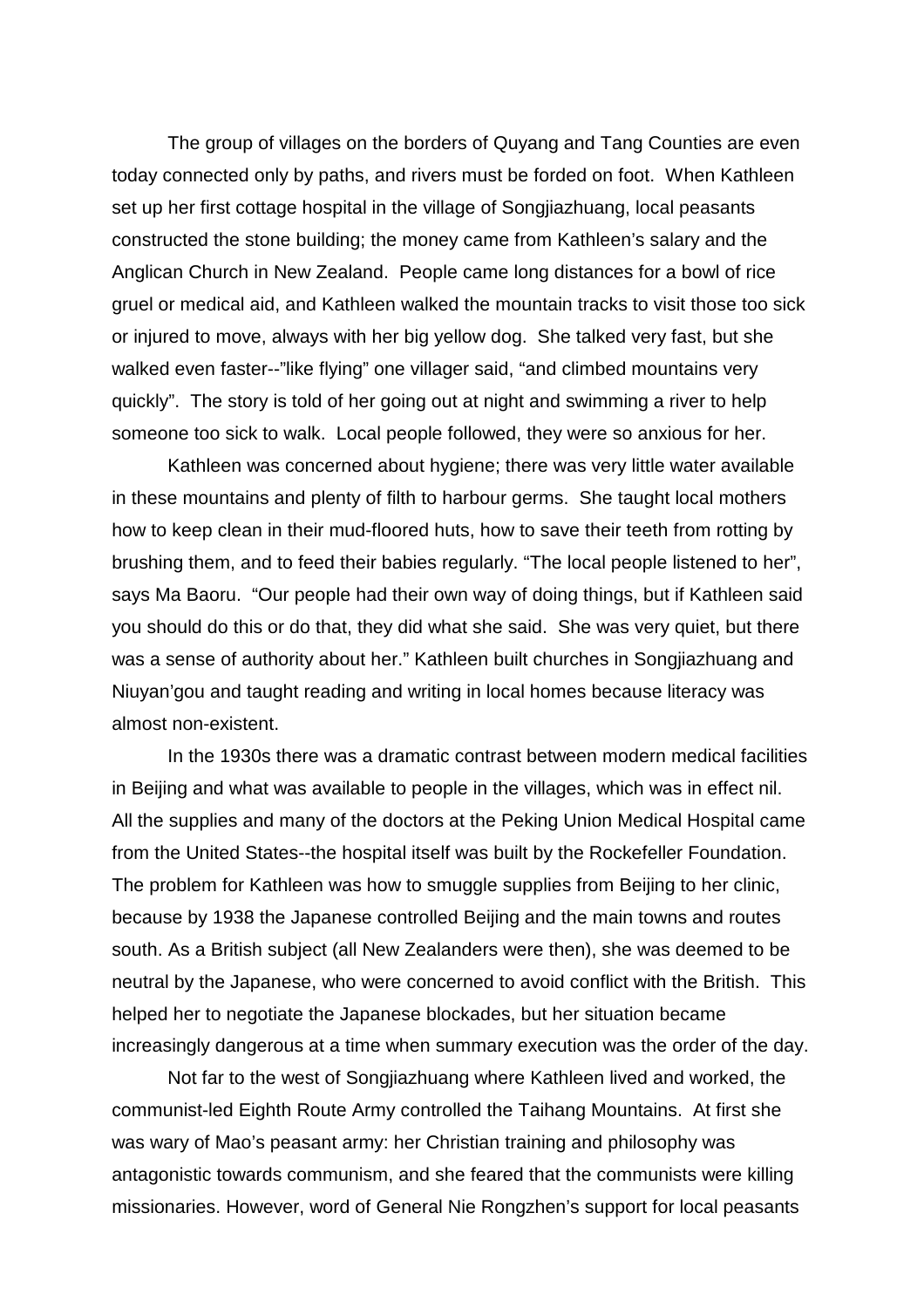The group of villages on the borders of Quyang and Tang Counties are even today connected only by paths, and rivers must be forded on foot. When Kathleen set up her first cottage hospital in the village of Songjiazhuang, local peasants constructed the stone building; the money came from Kathleen's salary and the Anglican Church in New Zealand. People came long distances for a bowl of rice gruel or medical aid, and Kathleen walked the mountain tracks to visit those too sick or injured to move, always with her big yellow dog. She talked very fast, but she walked even faster--"like flying" one villager said, "and climbed mountains very quickly". The story is told of her going out at night and swimming a river to help someone too sick to walk. Local people followed, they were so anxious for her.

Kathleen was concerned about hygiene; there was very little water available in these mountains and plenty of filth to harbour germs. She taught local mothers how to keep clean in their mud-floored huts, how to save their teeth from rotting by brushing them, and to feed their babies regularly. "The local people listened to her", says Ma Baoru. "Our people had their own way of doing things, but if Kathleen said you should do this or do that, they did what she said. She was very quiet, but there was a sense of authority about her." Kathleen built churches in Songjiazhuang and Niuyan'gou and taught reading and writing in local homes because literacy was almost non-existent.

In the 1930s there was a dramatic contrast between modern medical facilities in Beijing and what was available to people in the villages, which was in effect nil. All the supplies and many of the doctors at the Peking Union Medical Hospital came from the United States--the hospital itself was built by the Rockefeller Foundation. The problem for Kathleen was how to smuggle supplies from Beijing to her clinic, because by 1938 the Japanese controlled Beijing and the main towns and routes south. As a British subject (all New Zealanders were then), she was deemed to be neutral by the Japanese, who were concerned to avoid conflict with the British. This helped her to negotiate the Japanese blockades, but her situation became increasingly dangerous at a time when summary execution was the order of the day.

Not far to the west of Songjiazhuang where Kathleen lived and worked, the communist-led Eighth Route Army controlled the Taihang Mountains. At first she was wary of Mao's peasant army: her Christian training and philosophy was antagonistic towards communism, and she feared that the communists were killing missionaries. However, word of General Nie Rongzhen's support for local peasants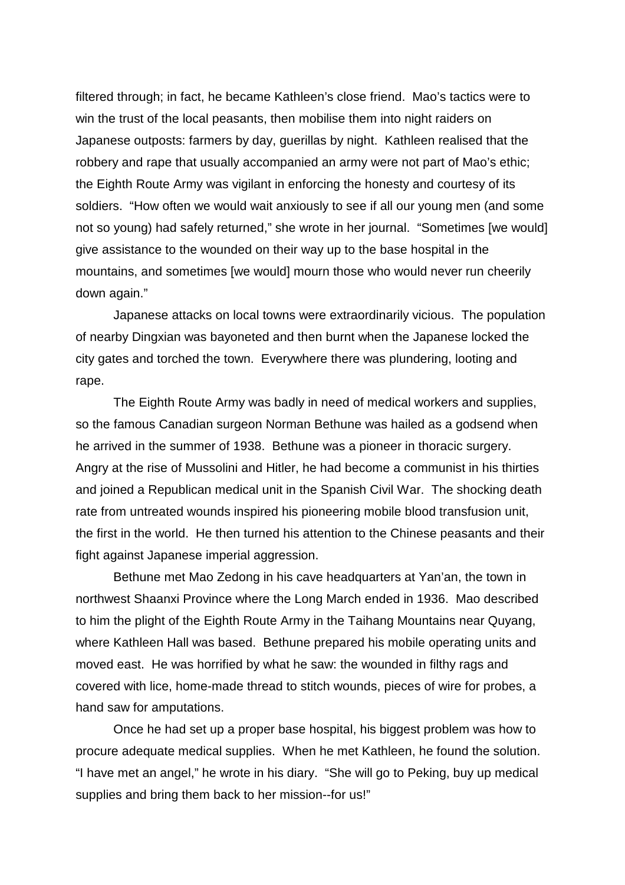filtered through; in fact, he became Kathleen's close friend. Mao's tactics were to win the trust of the local peasants, then mobilise them into night raiders on Japanese outposts: farmers by day, guerillas by night. Kathleen realised that the robbery and rape that usually accompanied an army were not part of Mao's ethic; the Eighth Route Army was vigilant in enforcing the honesty and courtesy of its soldiers. "How often we would wait anxiously to see if all our young men (and some not so young) had safely returned," she wrote in her journal. "Sometimes [we would] give assistance to the wounded on their way up to the base hospital in the mountains, and sometimes [we would] mourn those who would never run cheerily down again."

Japanese attacks on local towns were extraordinarily vicious. The population of nearby Dingxian was bayoneted and then burnt when the Japanese locked the city gates and torched the town. Everywhere there was plundering, looting and rape.

The Eighth Route Army was badly in need of medical workers and supplies, so the famous Canadian surgeon Norman Bethune was hailed as a godsend when he arrived in the summer of 1938. Bethune was a pioneer in thoracic surgery. Angry at the rise of Mussolini and Hitler, he had become a communist in his thirties and joined a Republican medical unit in the Spanish Civil War. The shocking death rate from untreated wounds inspired his pioneering mobile blood transfusion unit, the first in the world. He then turned his attention to the Chinese peasants and their fight against Japanese imperial aggression.

Bethune met Mao Zedong in his cave headquarters at Yan'an, the town in northwest Shaanxi Province where the Long March ended in 1936. Mao described to him the plight of the Eighth Route Army in the Taihang Mountains near Quyang, where Kathleen Hall was based. Bethune prepared his mobile operating units and moved east. He was horrified by what he saw: the wounded in filthy rags and covered with lice, home-made thread to stitch wounds, pieces of wire for probes, a hand saw for amputations.

Once he had set up a proper base hospital, his biggest problem was how to procure adequate medical supplies. When he met Kathleen, he found the solution. "I have met an angel," he wrote in his diary. "She will go to Peking, buy up medical supplies and bring them back to her mission--for us!"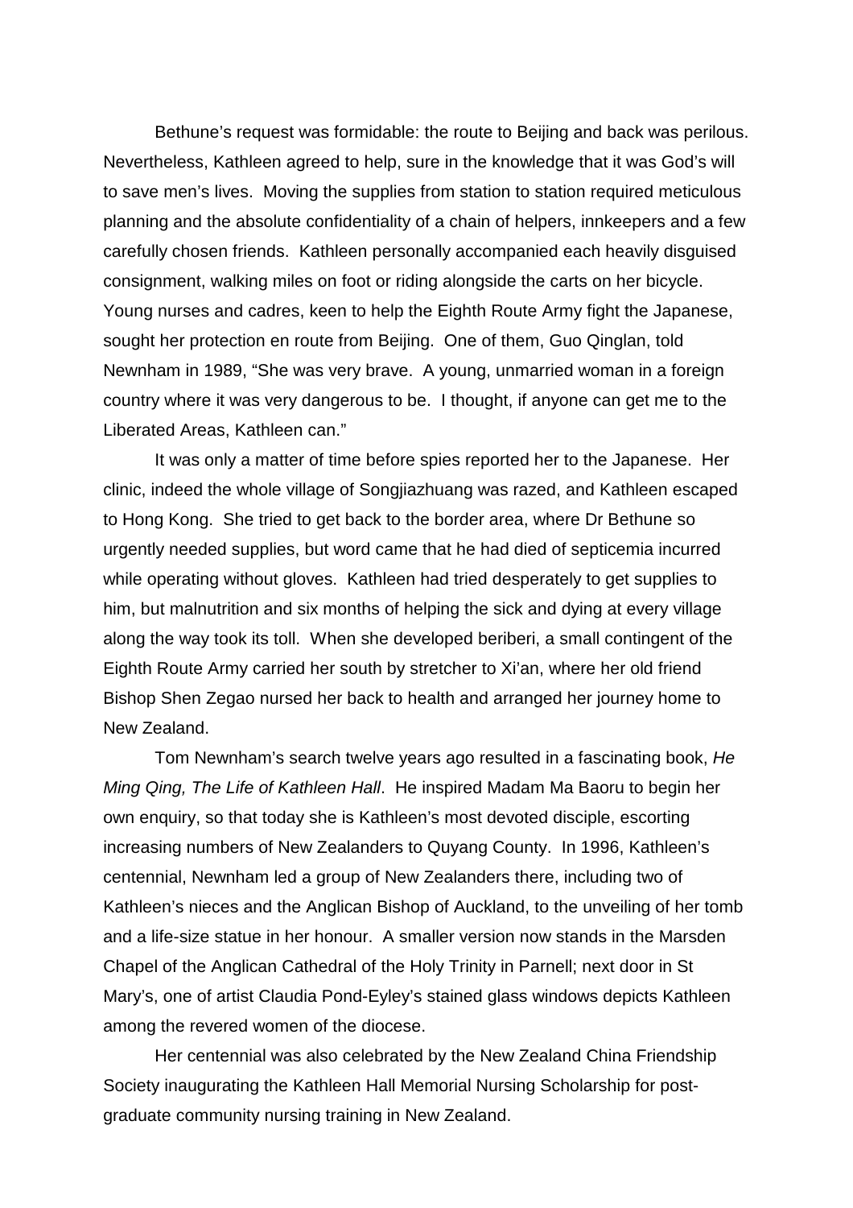Bethune's request was formidable: the route to Beijing and back was perilous. Nevertheless, Kathleen agreed to help, sure in the knowledge that it was God's will to save men's lives. Moving the supplies from station to station required meticulous planning and the absolute confidentiality of a chain of helpers, innkeepers and a few carefully chosen friends. Kathleen personally accompanied each heavily disguised consignment, walking miles on foot or riding alongside the carts on her bicycle. Young nurses and cadres, keen to help the Eighth Route Army fight the Japanese, sought her protection en route from Beijing. One of them, Guo Qinglan, told Newnham in 1989, "She was very brave. A young, unmarried woman in a foreign country where it was very dangerous to be. I thought, if anyone can get me to the Liberated Areas, Kathleen can."

It was only a matter of time before spies reported her to the Japanese. Her clinic, indeed the whole village of Songjiazhuang was razed, and Kathleen escaped to Hong Kong. She tried to get back to the border area, where Dr Bethune so urgently needed supplies, but word came that he had died of septicemia incurred while operating without gloves. Kathleen had tried desperately to get supplies to him, but malnutrition and six months of helping the sick and dying at every village along the way took its toll. When she developed beriberi, a small contingent of the Eighth Route Army carried her south by stretcher to Xi'an, where her old friend Bishop Shen Zegao nursed her back to health and arranged her journey home to New Zealand.

Tom Newnham's search twelve years ago resulted in a fascinating book, *He Ming Qing, The Life of Kathleen Hall*. He inspired Madam Ma Baoru to begin her own enquiry, so that today she is Kathleen's most devoted disciple, escorting increasing numbers of New Zealanders to Quyang County. In 1996, Kathleen's centennial, Newnham led a group of New Zealanders there, including two of Kathleen's nieces and the Anglican Bishop of Auckland, to the unveiling of her tomb and a life-size statue in her honour. A smaller version now stands in the Marsden Chapel of the Anglican Cathedral of the Holy Trinity in Parnell; next door in St Mary's, one of artist Claudia Pond-Eyley's stained glass windows depicts Kathleen among the revered women of the diocese.

Her centennial was also celebrated by the New Zealand China Friendship Society inaugurating the Kathleen Hall Memorial Nursing Scholarship for post-graduate community nursing training in New Zealand.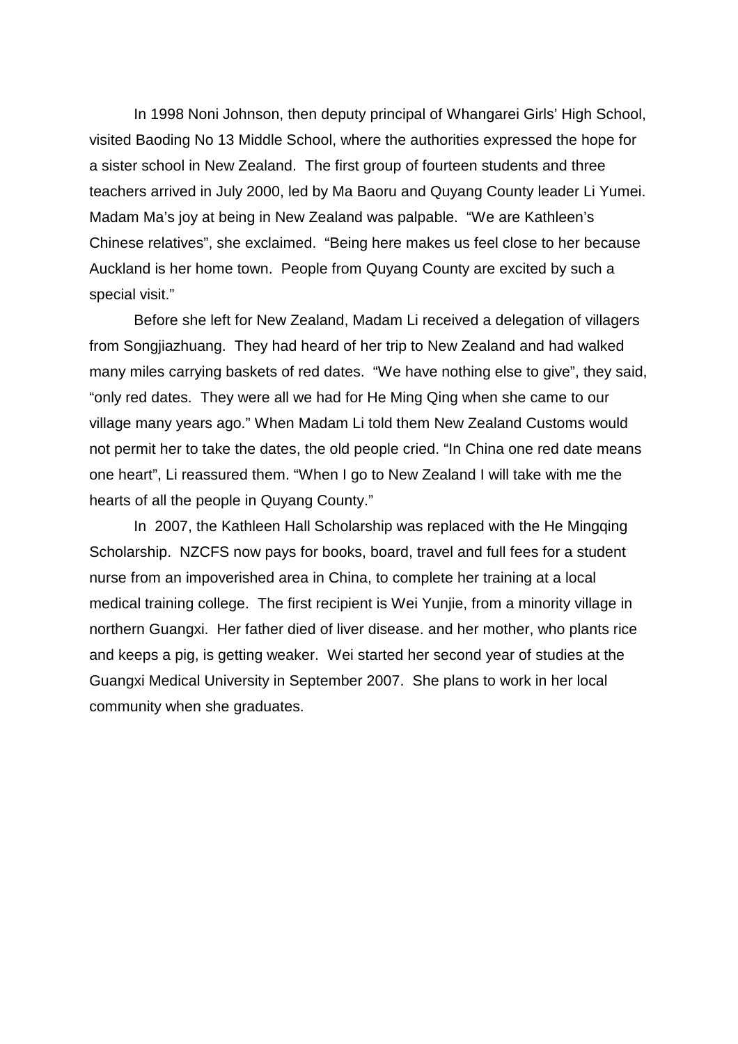In 1998 Noni Johnson, then deputy principal of Whangarei Girls' High School, visited Baoding No 13 Middle School, where the authorities expressed the hope for a sister school in New Zealand. The first group of fourteen students and three teachers arrived in July 2000, led by Ma Baoru and Quyang County leader Li Yumei. Madam Ma's joy at being in New Zealand was palpable. "We are Kathleen's Chinese relatives", she exclaimed. "Being here makes us feel close to her because Auckland is her home town. People from Quyang County are excited by such a special visit."

Before she left for New Zealand, Madam Li received a delegation of villagers from Songjiazhuang. They had heard of her trip to New Zealand and had walked many miles carrying baskets of red dates. "We have nothing else to give", they said, "only red dates. They were all we had for He Ming Qing when she came to our village many years ago." When Madam Li told them New Zealand Customs would not permit her to take the dates, the old people cried. "In China one red date means one heart", Li reassured them. "When I go to New Zealand I will take with me the hearts of all the people in Quyang County."

In 2007, the Kathleen Hall Scholarship was replaced with the He Mingqing Scholarship. NZCFS now pays for books, board, travel and full fees for a student nurse from an impoverished area in China, to complete her training at a local medical training college. The first recipient is Wei Yunjie, from a minority village in northern Guangxi. Her father died of liver disease. and her mother, who plants rice and keeps a pig, is getting weaker. Wei started her second year of studies at the Guangxi Medical University in September 2007. She plans to work in her local community when she graduates.